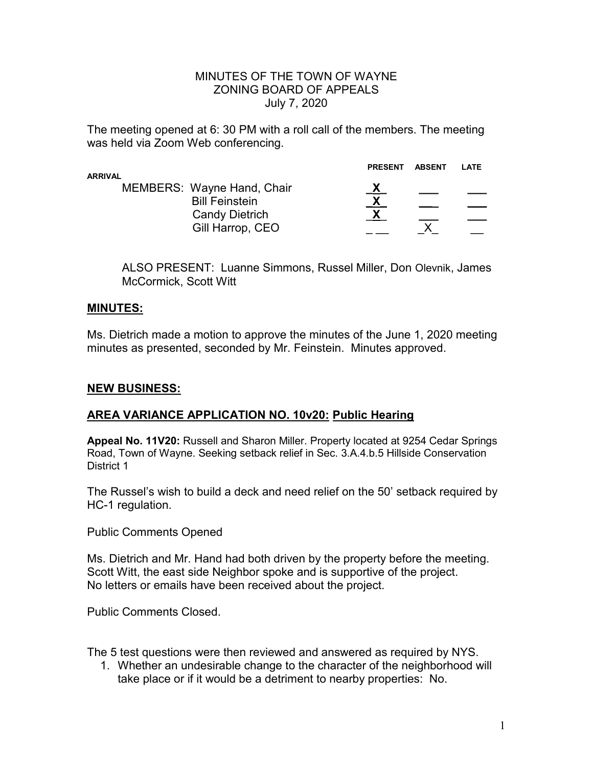MINUTES OF THE TOWN OF WAYNE
ZONING BOARD OF APPEALS
July 7, 2020

The meeting opened at 6: 30 PM with a roll call of the members. The meeting was held via Zoom Web conferencing.

| ARRIVAL | PRESENT | ABSENT | LATE |
|---|---|---|---|
| MEMBERS: Wayne Hand, Chair | X | | |
| Bill Feinstein | X | | |
| Candy Dietrich | X | | |
| Gill Harrop, CEO | | X | |

ALSO PRESENT: Luanne Simmons, Russel Miller, Don Olevnik, James McCormick, Scott Witt

## MINUTES:

Ms. Dietrich made a motion to approve the minutes of the June 1, 2020 meeting minutes as presented, seconded by Mr. Feinstein. Minutes approved.

## NEW BUSINESS:

## AREA VARIANCE APPLICATION NO. 10v20: Public Hearing

**Appeal No. 11V20:** Russell and Sharon Miller. Property located at 9254 Cedar Springs Road, Town of Wayne. Seeking setback relief in Sec. 3.A.4.b.5 Hillside Conservation District 1

The Russel's wish to build a deck and need relief on the 50' setback required by HC-1 regulation.

Public Comments Opened

Ms. Dietrich and Mr. Hand had both driven by the property before the meeting.
Scott Witt, the east side Neighbor spoke and is supportive of the project.
No letters or emails have been received about the project.

Public Comments Closed.

The 5 test questions were then reviewed and answered as required by NYS.

1. Whether an undesirable change to the character of the neighborhood will take place or if it would be a detriment to nearby properties: No.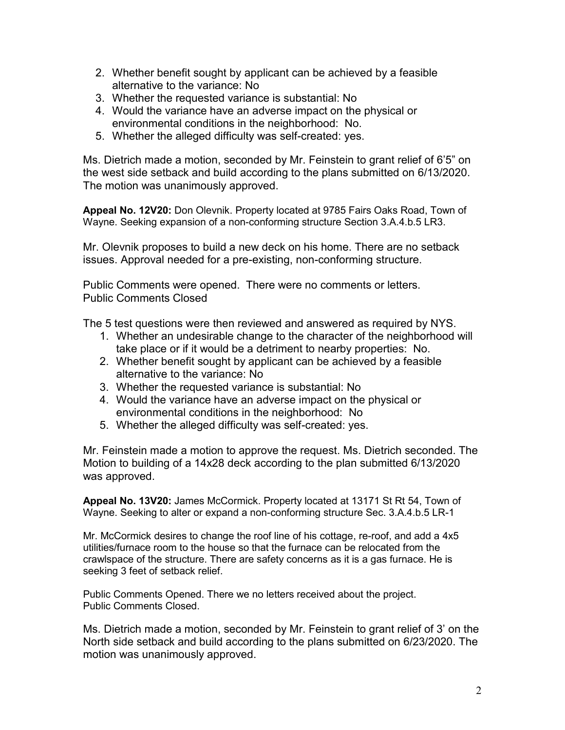2. Whether benefit sought by applicant can be achieved by a feasible alternative to the variance: No
3. Whether the requested variance is substantial: No
4. Would the variance have an adverse impact on the physical or environmental conditions in the neighborhood: No.
5. Whether the alleged difficulty was self-created: yes.

Ms. Dietrich made a motion, seconded by Mr. Feinstein to grant relief of 6'5" on the west side setback and build according to the plans submitted on 6/13/2020. The motion was unanimously approved.

**Appeal No. 12V20:** Don Olevnik. Property located at 9785 Fairs Oaks Road, Town of Wayne. Seeking expansion of a non-conforming structure Section 3.A.4.b.5 LR3.

Mr. Olevnik proposes to build a new deck on his home. There are no setback issues. Approval needed for a pre-existing, non-conforming structure.

Public Comments were opened. There were no comments or letters.
Public Comments Closed

The 5 test questions were then reviewed and answered as required by NYS.

1. Whether an undesirable change to the character of the neighborhood will take place or if it would be a detriment to nearby properties: No.
2. Whether benefit sought by applicant can be achieved by a feasible alternative to the variance: No
3. Whether the requested variance is substantial: No
4. Would the variance have an adverse impact on the physical or environmental conditions in the neighborhood: No
5. Whether the alleged difficulty was self-created: yes.

Mr. Feinstein made a motion to approve the request. Ms. Dietrich seconded. The Motion to building of a 14x28 deck according to the plan submitted 6/13/2020 was approved.

**Appeal No. 13V20:** James McCormick. Property located at 13171 St Rt 54, Town of Wayne. Seeking to alter or expand a non-conforming structure Sec. 3.A.4.b.5 LR-1

Mr. McCormick desires to change the roof line of his cottage, re-roof, and add a 4x5 utilities/furnace room to the house so that the furnace can be relocated from the crawlspace of the structure. There are safety concerns as it is a gas furnace. He is seeking 3 feet of setback relief.

Public Comments Opened. There we no letters received about the project.
Public Comments Closed.

Ms. Dietrich made a motion, seconded by Mr. Feinstein to grant relief of 3' on the North side setback and build according to the plans submitted on 6/23/2020. The motion was unanimously approved.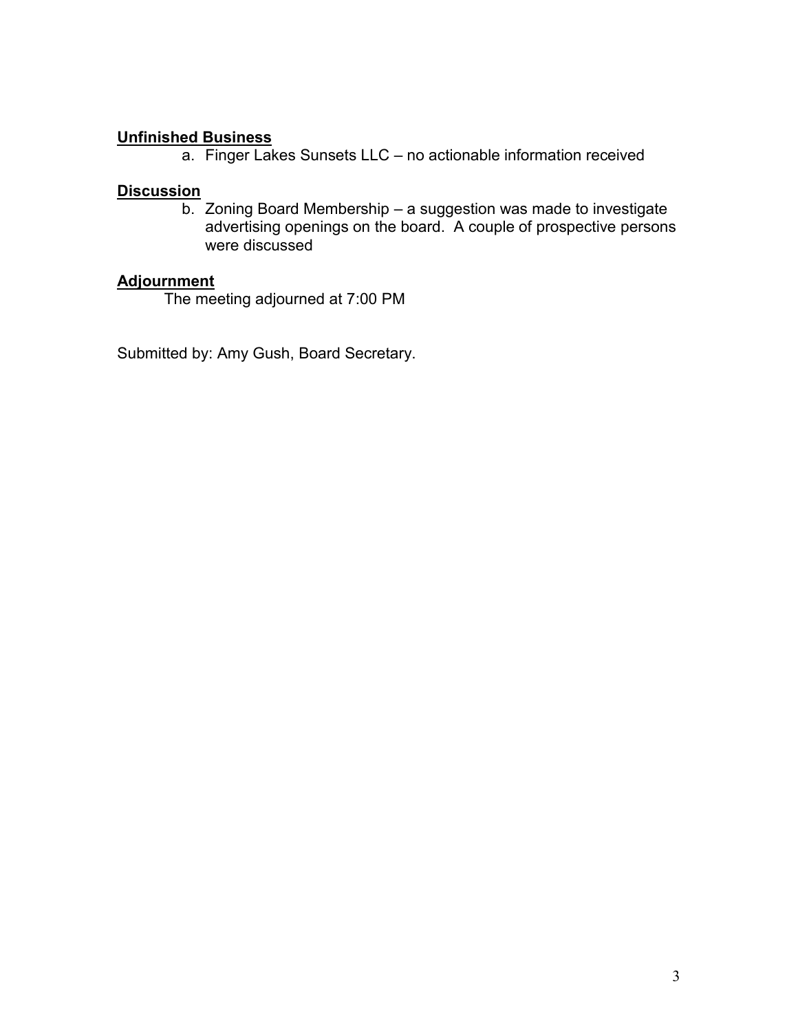**Unfinished Business**

a. Finger Lakes Sunsets LLC – no actionable information received

**Discussion**

b. Zoning Board Membership – a suggestion was made to investigate advertising openings on the board. A couple of prospective persons were discussed

**Adjournment**

The meeting adjourned at 7:00 PM

Submitted by: Amy Gush, Board Secretary.